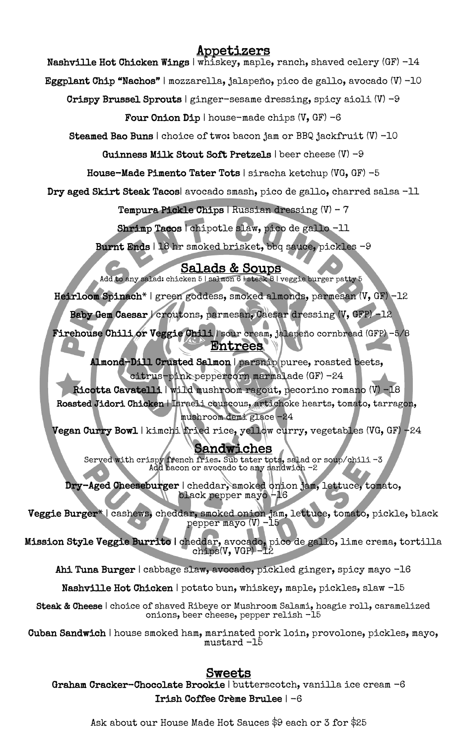## Appetizers

**Nashville Hot Chicken Wings** | whiskey, maple, ranch, shaved celery (GF) -14

**Eggplant Chip "Nachos"** | mozzarella, jalapeño, pico de gallo, avocado (V) -10

**Crispy Brussel Sprouts** | ginger-sesame dressing, spicy aioli (V) -9

**Four Onion Dip** | house-made chips (V, GF) -6

**Steamed Bao Buns** | choice of two: bacon jam or BBQ jackfruit (V) -10

**Guinness Milk Stout Soft Pretzels** | beer cheese (V) -9

**House-Made Pimento Tater Tots** | siracha ketchup (VG, GF) -5

**Dry aged Skirt Steak Tacos**| avocado smash, pico de gallo, charred salsa -11

**Tempura Pickle Chips** | Russian dressing (V) - 7

**Shrimp Tacos** | chipotle slaw, pico de gallo -11

**Burnt Ends** | 18 hr smoked brisket, bbq sauce, pickles -9

## Salads & Soups

Add to any salad: chicken 5 | salmon 6 | steak 8 | veggie burger patty 5

**Heirloom Spinach*** | green goddess, smoked almonds, parmesan (V, GF) -12

**Baby Gem Caesar** | croutons, parmesan, Caesar dressing (V, GFP) -12

**Firehouse Chili or Veggie Chili** | sour cream, jalapeño cornbread (GFP) -5/8

## Entrees

**Almond-Dill Crusted Salmon** | parsnip puree, roasted beets, citrus-pink peppercorn marmalade (GF) -24

**Ricotta Cavatelli** | wild mushroom ragout, pecorino romano (V) -18

**Roasted Jidori Chicken** | Israeli couscous, artichoke hearts, tomato, tarragon, mushroom demi glace -24

**Vegan Curry Bowl** | kimchi fried rice, yellow curry, vegetables (VG, GF) -24

## Sandwiches

Served with crispy french fries. Sub tater tots, salad or soup/chili -3
Add bacon or avocado to any sandwich -2

**Dry-Aged Cheeseburger** | cheddar, smoked onion jam, lettuce, tomato, black pepper mayo -16

**Veggie Burger*** | cashews, cheddar, smoked onion jam, lettuce, tomato, pickle, black pepper mayo (V) -15

**Mission Style Veggie Burrito** | cheddar, avocado, pico de gallo, lime crema, tortilla chips(V, VGP) -12

**Ahi Tuna Burger** | cabbage slaw, avocado, pickled ginger, spicy mayo -16

**Nashville Hot Chicken** | potato bun, whiskey, maple, pickles, slaw -15

**Steak & Cheese** | choice of shaved Ribeye or Mushroom Salami, hoagie roll, caramelized onions, beer cheese, pepper relish -15

**Cuban Sandwich** | house smoked ham, marinated pork loin, provolone, pickles, mayo, mustard -15

## Sweets

**Graham Cracker-Chocolate Brookie** | butterscotch, vanilla ice cream -6

**Irish Coffee Crème Brulee** | -6

Ask about our House Made Hot Sauces $9 each or 3 for $25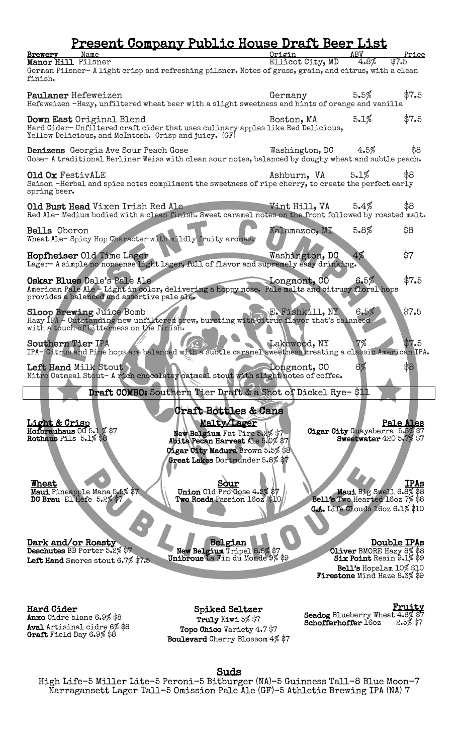# Present Company Public House Draft Beer List

| Brewery Name | Origin | ABV | Price |
|---|---|---|---|
| **Manor Hill** Pilsner | Ellicot City, MD | 4.8% | $7.5 |
| German Pilsner- A light crisp and refreshing pilsner. Notes of grass, grain, and citrus, with a clean finish. | | | |
| **Paulaner** Hefeweizen | Germany | 5.5% | $7.5 |
| Hefeweizen -Hazy, unfiltered wheat beer with a slight sweetness and hints of orange and vanilla | | | |
| **Down East** Original Blend | Boston, MA | 5.1% | $7.5 |
| Hard Cider- Unfiltered craft cider that uses culinary apples like Red Delicious, Yellow Delicious, and McIntosh. Crisp and juicy. (GF) | | | |
| **Denizens** Georgia Ave Sour Peach Gose | Washington, DC | 4.5% | $8 |
| Gose- A traditional Berliner Weiss with clean sour notes, balanced by doughy wheat and subtle peach. | | | |
| **Old Ox** FestivALE | Ashburn, VA | 5.1% | $8 |
| Saison -Herbal and spice notes compliment the sweetness of ripe cherry, to create the perfect early spring beer. | | | |
| **Old Bust Head** Vixen Irish Red Ale | Vint Hill, VA | 5.4% | $8 |
| Red Ale- Medium bodied with a clean finish. Sweet caramel notes on the front followed by roasted malt. | | | |
| **Bells** Oberon | Kalamazoo, MI | 5.8% | $8 |
| Wheat Ale- Spicy Hop Character with mildly fruity aromas. | | | |
| **Hopfheiser** Old Time Lager | Washington, DC | 4% | $7 |
| Lager- A simple no nonsense light lager, full of flavor and supremely easy drinking. | | | |
| **Oskar Blues** Dale's Pale Ale | Longmont, CO | 6.5% | $7.5 |
| American Pale Ale - Light in color, delivering a hoppy nose. Pale malts and citrusy floral hops provides a balanced and assertive pale ale. | | | |
| **Sloop Brewing** Juice Bomb | E. Fishkill, NY | 6.5% | $7.5 |
| Hazy IPA - Outstanding new unfiltered brew, bursting with citrus flavor that's balanced with a touch of bitterness on the finish. | | | |
| **Southern Tier** IPA | Lakewood, NY | 7% | $7.5 |
| IPA- Citrus and Pine hops are balanced with a subtle caramel sweetness creating a classic American IPA. | | | |
| **Left Hand** Milk Stout | Longmont, CO | 6% | $8 |
| Nitro Oatmeal Stout- A rich chocolatey oatmeal stout with slight notes of coffee. | | | |

**Draft COMBO:** Southern Tier Draft & a Shot of Dickel Rye- $11

## Craft Bottles & Cans

**Light & Crisp**
- **Hofbrauhaus** OG 5.1% $7
- **Rothaus** Pils 5.1% $8

**Malty/Lager**
- **New Belgium** Fat Tire 5.2% $7
- **Abita Pecan Harvest** Ale 5.0% $7
- **Cigar City Madura** Brown 5.5% $8
- **Great Lakes** Dortmunder 5.8% $7

**Pale Ales**
- **Cigar City** Guayaberra 5.5% $7
- **Sweetwater** 420 5.7% $7

**Wheat**
- **Maui** Pineapple Mana 5.5% $7
- **DC Brau** El Hefe 5.2% $7

**Sour**
- **Union** Old Pro Gose 4.2% $7
- **Two Roads** Passion 16oz $10

**IPAs**
- **Maui** Big Swell 6.8% $8
- **Bell's** Two Hearted 16oz 7% $8
- **C.A.** Life Clouds 16oz 6.1% $10

**Dark and/or Roasty**
- **Deschutes** BB Porter 5.2% $7
- **Left Hand** Smores stout 6.7% $7.5

**Belgian**
- **New Belgium** Tripel 8.5% $7
- **Unibroue** La Fin du Monde 9% $9

**Double IPAs**
- **Oliver** BMORE Hazy 8% $8
- **Six Point** Resin 9.1% $9
- **Bell's** Hopslam 10% $10
- **Firestone** Mind Haze 8.3% $9

**Hard Cider**
- **Anxo** Cidre blanc 6.9% $8
- **Aval** Artisinal cidre 6% $8
- **Graft** Field Day 6.9% $8

**Spiked Seltzer**
- **Truly** Kiwi 5% $7
- **Topo Chico** Variety 4.7 $7
- **Boulevard** Cherry Blossom 4% $7

**Fruity**
- **Seadog** Blueberry Wheat 4.6% $7
- **Schofferhoffer** 16oz 2.5% $7

## Suds

High Life-5 Miller Lite-5 Peroni-5 Bitburger (NA)-5 Guinness Tall-8 Blue Moon-7 Narragansett Lager Tall-5 Omission Pale Ale (GF)-5 Athletic Brewing IPA (NA) 7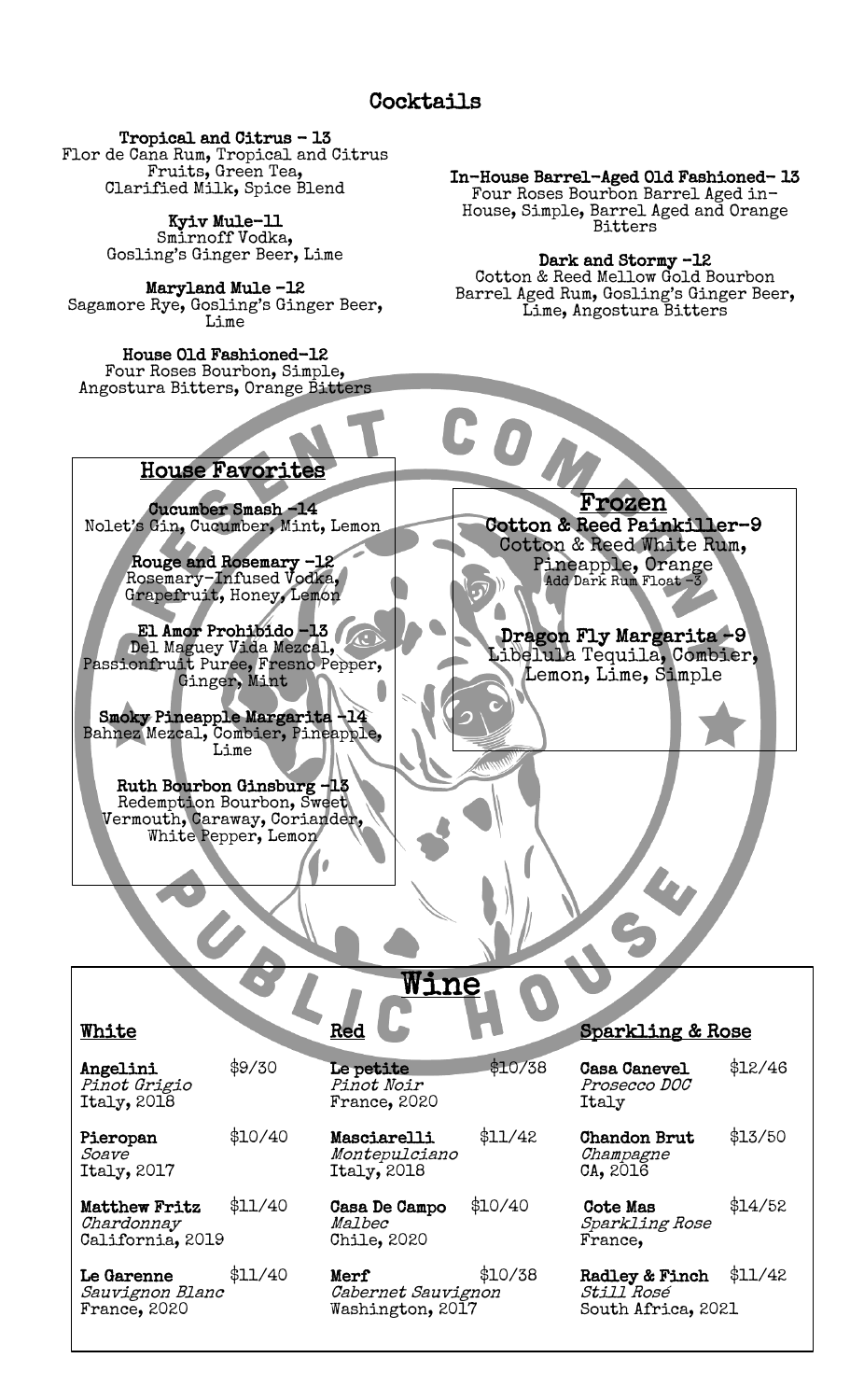# Cocktails

**Tropical and Citrus - 13**
Flor de Cana Rum, Tropical and Citrus Fruits, Green Tea, Clarified Milk, Spice Blend

**Kyiv Mule-11**
Smirnoff Vodka, Gosling's Ginger Beer, Lime

**Maryland Mule -12**
Sagamore Rye, Gosling's Ginger Beer, Lime

**House Old Fashioned-12**
Four Roses Bourbon, Simple, Angostura Bitters, Orange Bitters

**In-House Barrel-Aged Old Fashioned- 13**
Four Roses Bourbon Barrel Aged in-House, Simple, Barrel Aged and Orange Bitters

**Dark and Stormy -12**
Cotton & Reed Mellow Gold Bourbon Barrel Aged Rum, Gosling's Ginger Beer, Lime, Angostura Bitters

## House Favorites

**Cucumber Smash -14**
Nolet's Gin, Cucumber, Mint, Lemon

**Rouge and Rosemary -12**
Rosemary-Infused Vodka, Grapefruit, Honey, Lemon

**El Amor Prohibido -13**
Del Maguey Vida Mezcal, Passionfruit Puree, Fresno Pepper, Ginger, Mint

**Smoky Pineapple Margarita -14**
Bahnez Mezcal, Combier, Pineapple, Lime

**Ruth Bourbon Ginsburg -13**
Redemption Bourbon, Sweet Vermouth, Caraway, Coriander, White Pepper, Lemon

## Frozen

**Cotton & Reed Painkiller-9**
Cotton & Reed White Rum, Pineapple, Orange
Add Dark Rum Float -3

**Dragon Fly Margarita -9**
Libelula Tequila, Combier, Lemon, Lime, Simple

# Wine

## White

| | |
|---|---|
| **Angelini** *Pinot Grigio* Italy, 2018 | $9/30 |
| **Pieropan** *Soave* Italy, 2017 | $10/40 |
| **Matthew Fritz** *Chardonnay* California, 2019 | $11/40 |
| **Le Garenne** *Sauvignon Blanc* France, 2020 | $11/40 |

## Red

| | |
|---|---|
| **Le petite** *Pinot Noir* France, 2020 | $10/38 |
| **Masciarelli** *Montepulciano* Italy, 2018 | $11/42 |
| **Casa De Campo** *Malbec* Chile, 2020 | $10/40 |
| **Merf** *Cabernet Sauvignon* Washington, 2017 | $10/38 |

## Sparkling & Rose

| | |
|---|---|
| **Casa Canevel** *Prosecco DOC* Italy | $12/46 |
| **Chandon Brut** *Champagne* CA, 2016 | $13/50 |
| **Cote Mas** *Sparkling Rose* France, | $14/52 |
| **Radley & Finch** *Still Rosé* South Africa, 2021 | $11/42 |